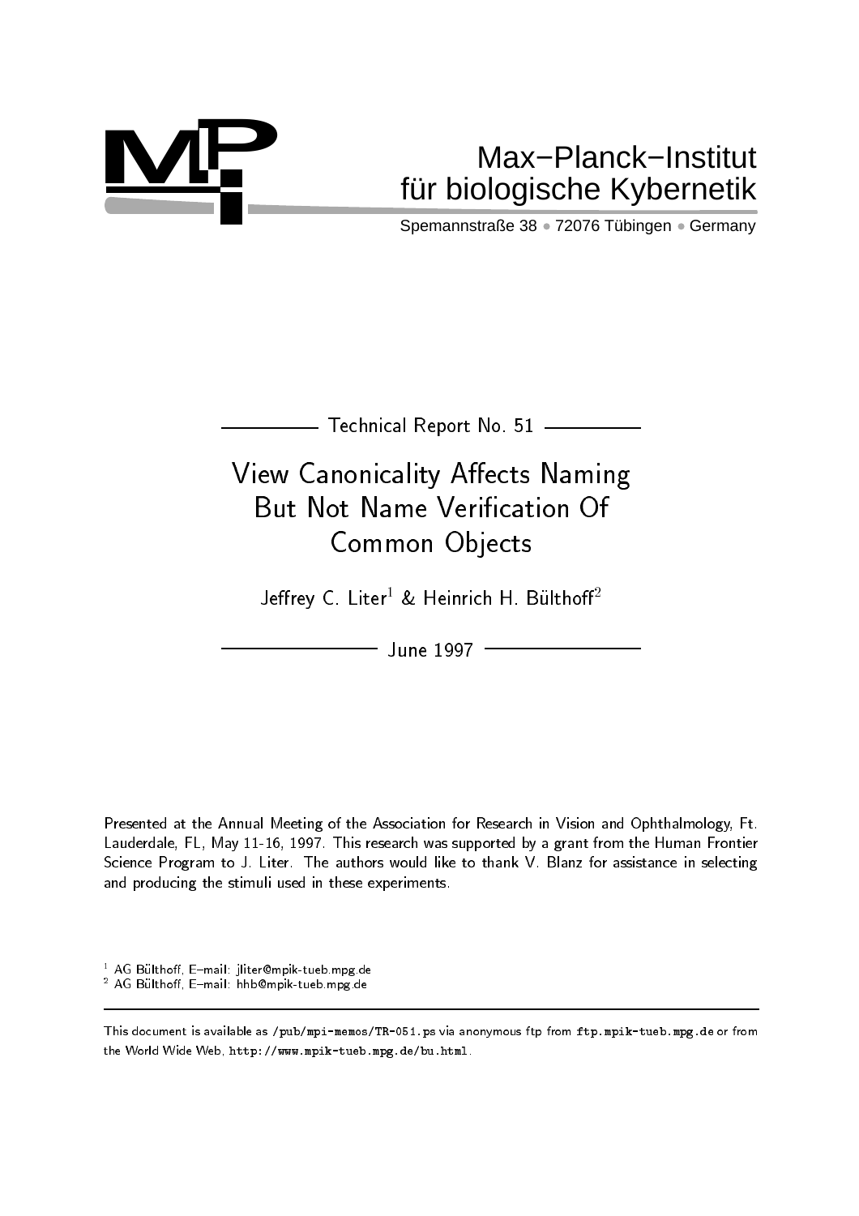Max−Planck−Institut
für biologische Kybernetik

Spemannstraße 38 • 72076 Tübingen • Germany

Technical Report No. 51

# View Canonicality Affects Naming But Not Name Verification Of Common Objects

Jeffrey C. Liter[1] & Heinrich H. Bülthoff[2]

June 1997

Presented at the Annual Meeting of the Association for Research in Vision and Ophthalmology, Ft. Lauderdale, FL, May 11-16, 1997. This research was supported by a grant from the Human Frontier Science Program to J. Liter. The authors would like to thank V. Blanz for assistance in selecting and producing the stimuli used in these experiments.

[1] AG Bülthoff, E–mail: jliter@mpik-tueb.mpg.de
[2] AG Bülthoff, E–mail: hhb@mpik-tueb.mpg.de

This document is available as `/pub/mpi-memos/TR-051.ps` via anonymous ftp from `ftp.mpik-tueb.mpg.de` or from the World Wide Web, `http://www.mpik-tueb.mpg.de/bu.html`.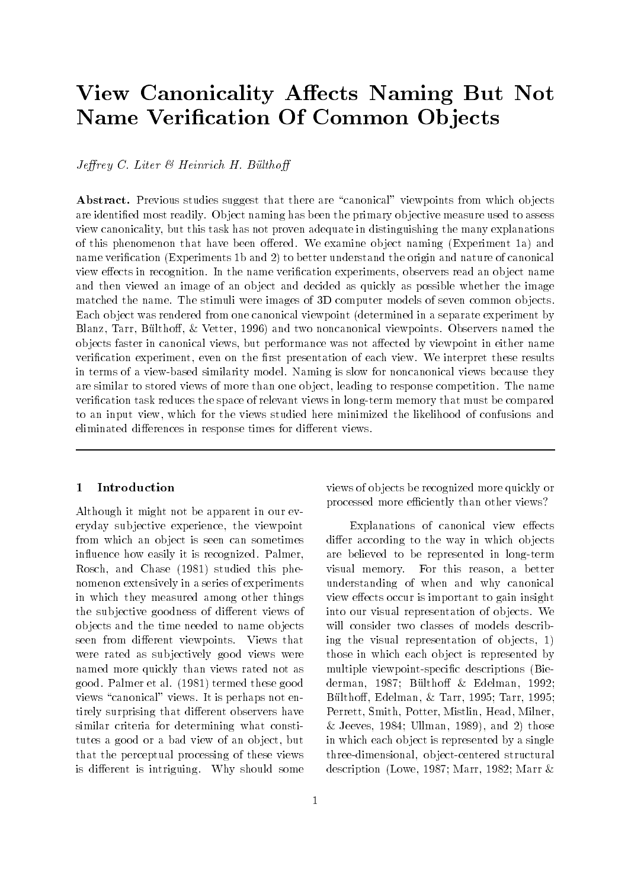# View Canonicality Affects Naming But Not Name Verification Of Common Objects

*Jeffrey C. Liter & Heinrich H. Bülthoff*

**Abstract.** Previous studies suggest that there are "canonical" viewpoints from which objects are identified most readily. Object naming has been the primary objective measure used to assess view canonicality, but this task has not proven adequate in distinguishing the many explanations of this phenomenon that have been offered. We examine object naming (Experiment 1a) and name verification (Experiments 1b and 2) to better understand the origin and nature of canonical view effects in recognition. In the name verification experiments, observers read an object name and then viewed an image of an object and decided as quickly as possible whether the image matched the name. The stimuli were images of 3D computer models of seven common objects. Each object was rendered from one canonical viewpoint (determined in a separate experiment by Blanz, Tarr, Bülthoff, & Vetter, 1996) and two noncanonical viewpoints. Observers named the objects faster in canonical views, but performance was not affected by viewpoint in either name verification experiment, even on the first presentation of each view. We interpret these results in terms of a view-based similarity model. Naming is slow for noncanonical views because they are similar to stored views of more than one object, leading to response competition. The name verification task reduces the space of relevant views in long-term memory that must be compared to an input view, which for the views studied here minimized the likelihood of confusions and eliminated differences in response times for different views.

---

## 1 Introduction

Although it might not be apparent in our everyday subjective experience, the viewpoint from which an object is seen can sometimes influence how easily it is recognized. Palmer, Rosch, and Chase (1981) studied this phenomenon extensively in a series of experiments in which they measured among other things the subjective goodness of different views of objects and the time needed to name objects seen from different viewpoints. Views that were rated as subjectively good views were named more quickly than views rated not as good. Palmer et al. (1981) termed these good views "canonical" views. It is perhaps not entirely surprising that different observers have similar criteria for determining what constitutes a good or a bad view of an object, but that the perceptual processing of these views is different is intriguing. Why should some views of objects be recognized more quickly or processed more efficiently than other views?

Explanations of canonical view effects differ according to the way in which objects are believed to be represented in long-term visual memory. For this reason, a better understanding of when and why canonical view effects occur is important to gain insight into our visual representation of objects. We will consider two classes of models describing the visual representation of objects, 1) those in which each object is represented by multiple viewpoint-specific descriptions (Biederman, 1987; Bülthoff & Edelman, 1992; Bülthoff, Edelman, & Tarr, 1995; Tarr, 1995; Perrett, Smith, Potter, Mistlin, Head, Milner, & Jeeves, 1984; Ullman, 1989), and 2) those in which each object is represented by a single three-dimensional, object-centered structural description (Lowe, 1987; Marr, 1982; Marr &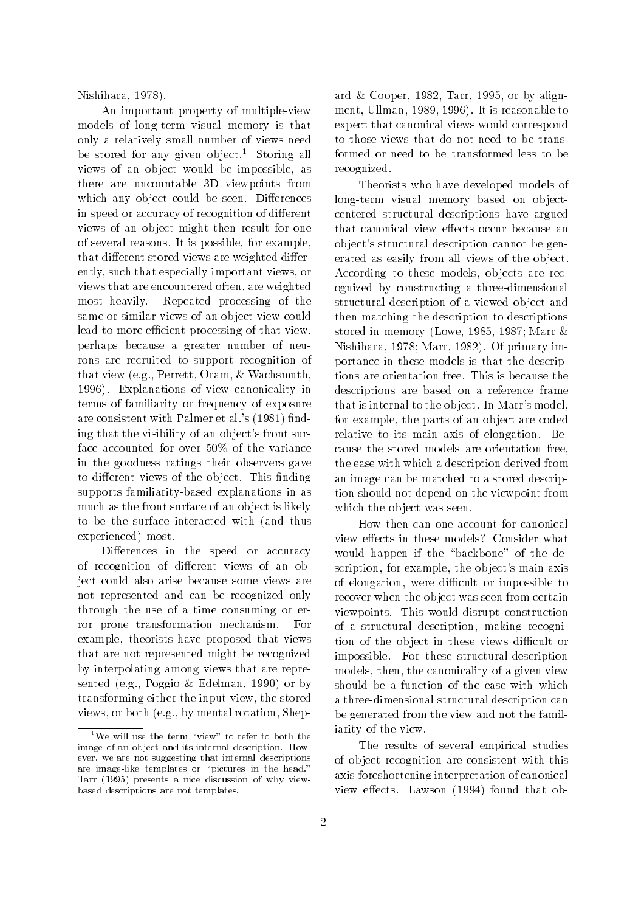Nishihara, 1978).

An important property of multiple-view models of long-term visual memory is that only a relatively small number of views need be stored for any given object.[1] Storing all views of an object would be impossible, as there are uncountable 3D viewpoints from which any object could be seen. Differences in speed or accuracy of recognition of different views of an object might then result for one of several reasons. It is possible, for example, that different stored views are weighted differently, such that especially important views, or views that are encountered often, are weighted most heavily. Repeated processing of the same or similar views of an object view could lead to more efficient processing of that view, perhaps because a greater number of neurons are recruited to support recognition of that view (e.g., Perrett, Oram, & Wachsmuth, 1996). Explanations of view canonicality in terms of familiarity or frequency of exposure are consistent with Palmer et al.'s (1981) finding that the visibility of an object's front surface accounted for over 50% of the variance in the goodness ratings their observers gave to different views of the object. This finding supports familiarity-based explanations in as much as the front surface of an object is likely to be the surface interacted with (and thus experienced) most.

Differences in the speed or accuracy of recognition of different views of an object could also arise because some views are not represented and can be recognized only through the use of a time consuming or error prone transformation mechanism. For example, theorists have proposed that views that are not represented might be recognized by interpolating among views that are represented (e.g., Poggio & Edelman, 1990) or by transforming either the input view, the stored views, or both (e.g., by mental rotation, Shepard & Cooper, 1982, Tarr, 1995, or by alignment, Ullman, 1989, 1996). It is reasonable to expect that canonical views would correspond to those views that do not need to be transformed or need to be transformed less to be recognized.

Theorists who have developed models of long-term visual memory based on object-centered structural descriptions have argued that canonical view effects occur because an object's structural description cannot be generated as easily from all views of the object. According to these models, objects are recognized by constructing a three-dimensional structural description of a viewed object and then matching the description to descriptions stored in memory (Lowe, 1985, 1987; Marr & Nishihara, 1978; Marr, 1982). Of primary importance in these models is that the descriptions are orientation free. This is because the descriptions are based on a reference frame that is internal to the object. In Marr's model, for example, the parts of an object are coded relative to its main axis of elongation. Because the stored models are orientation free, the ease with which a description derived from an image can be matched to a stored description should not depend on the viewpoint from which the object was seen.

How then can one account for canonical view effects in these models? Consider what would happen if the "backbone" of the description, for example, the object's main axis of elongation, were difficult or impossible to recover when the object was seen from certain viewpoints. This would disrupt construction of a structural description, making recognition of the object in these views difficult or impossible. For these structural-description models, then, the canonicality of a given view should be a function of the ease with which a three-dimensional structural description can be generated from the view and not the familiarity of the view.

The results of several empirical studies of object recognition are consistent with this axis-foreshortening interpretation of canonical view effects. Lawson (1994) found that ob-

[1] We will use the term "view" to refer to both the image of an object and its internal description. However, we are not suggesting that internal descriptions are image-like templates or "pictures in the head." Tarr (1995) presents a nice discussion of why view-based descriptions are not templates.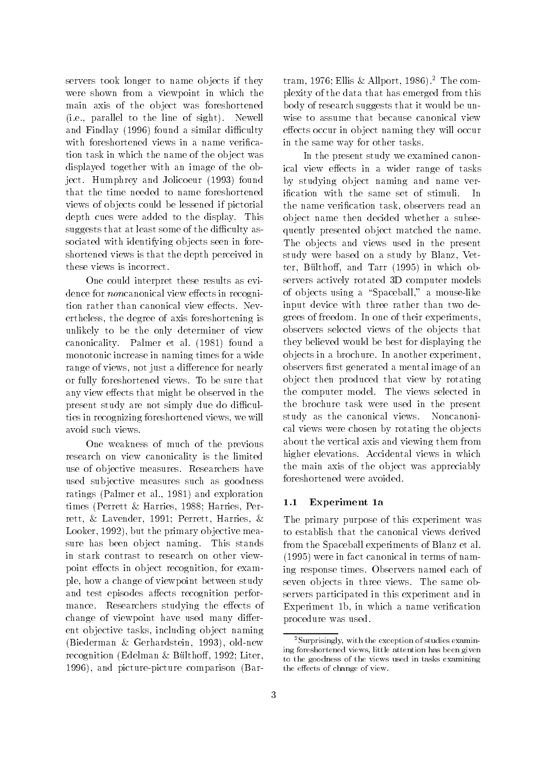servers took longer to name objects if they were shown from a viewpoint in which the main axis of the object was foreshortened (i.e., parallel to the line of sight). Newell and Findlay (1996) found a similar difficulty with foreshortened views in a name verification task in which the name of the object was displayed together with an image of the object. Humphrey and Jolicoeur (1993) found that the time needed to name foreshortened views of objects could be lessened if pictorial depth cues were added to the display. This suggests that at least some of the difficulty associated with identifying objects seen in foreshortened views is that the depth perceived in these views is incorrect.

One could interpret these results as evidence for *non*canonical view effects in recognition rather than canonical view effects. Nevertheless, the degree of axis foreshortening is unlikely to be the only determiner of view canonicality. Palmer et al. (1981) found a monotonic increase in naming times for a wide range of views, not just a difference for nearly or fully foreshortened views. To be sure that any view effects that might be observed in the present study are not simply due do difficulties in recognizing foreshortened views, we will avoid such views.

One weakness of much of the previous research on view canonicality is the limited use of objective measures. Researchers have used subjective measures such as goodness ratings (Palmer et al., 1981) and exploration times (Perrett & Harries, 1988; Harries, Perrett, & Lavender, 1991; Perrett, Harries, & Looker, 1992), but the primary objective measure has been object naming. This stands in stark contrast to research on other viewpoint effects in object recognition, for example, how a change of viewpoint between study and test episodes affects recognition performance. Researchers studying the effects of change of viewpoint have used many different objective tasks, including object naming (Biederman & Gerhardstein, 1993), old-new recognition (Edelman & Bülthoff, 1992; Liter, 1996), and picture-picture comparison (Bartram, 1976; Ellis & Allport, 1986).[2] The complexity of the data that has emerged from this body of research suggests that it would be unwise to assume that because canonical view effects occur in object naming they will occur in the same way for other tasks.

In the present study we examined canonical view effects in a wider range of tasks by studying object naming and name verification with the same set of stimuli. In the name verification task, observers read an object name then decided whether a subsequently presented object matched the name. The objects and views used in the present study were based on a study by Blanz, Vetter, Bülthoff, and Tarr (1995) in which observers actively rotated 3D computer models of objects using a "Spaceball," a mouse-like input device with three rather than two degrees of freedom. In one of their experiments, observers selected views of the objects that they believed would be best for displaying the objects in a brochure. In another experiment, observers first generated a mental image of an object then produced that view by rotating the computer model. The views selected in the brochure task were used in the present study as the canonical views. Noncanonical views were chosen by rotating the objects about the vertical axis and viewing them from higher elevations. Accidental views in which the main axis of the object was appreciably foreshortened were avoided.

### 1.1 Experiment 1a

The primary purpose of this experiment was to establish that the canonical views derived from the Spaceball experiments of Blanz et al. (1995) were in fact canonical in terms of naming response times. Observers named each of seven objects in three views. The same observers participated in this experiment and in Experiment 1b, in which a name verification procedure was used.

[2] Surprisingly, with the exception of studies examining foreshortened views, little attention has been given to the goodness of the views used in tasks examining the effects of change of view.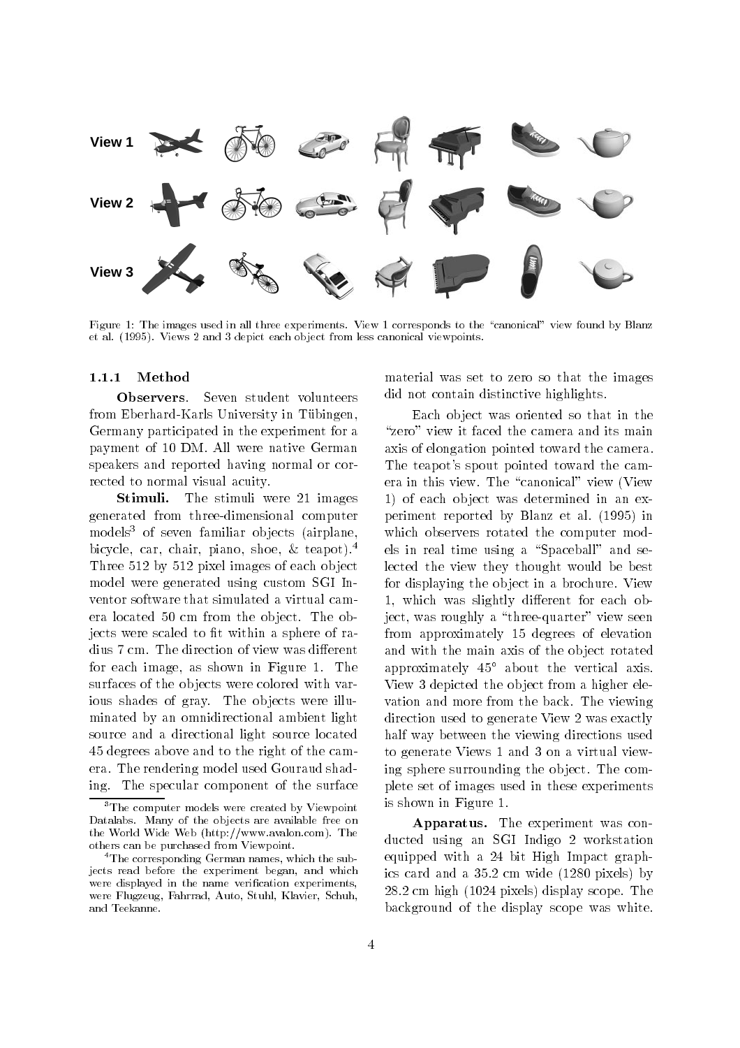Figure 1: The images used in all three experiments. View 1 corresponds to the "canonical" view found by Blanz et al. (1995). Views 2 and 3 depict each object from less canonical viewpoints.

### 1.1.1 Method

**Observers**. Seven student volunteers from Eberhard-Karls University in Tübingen, Germany participated in the experiment for a payment of 10 DM. All were native German speakers and reported having normal or corrected to normal visual acuity.

**Stimuli.** The stimuli were 21 images generated from three-dimensional computer models[3] of seven familiar objects (airplane, bicycle, car, chair, piano, shoe, & teapot).[4] Three 512 by 512 pixel images of each object model were generated using custom SGI Inventor software that simulated a virtual camera located 50 cm from the object. The objects were scaled to fit within a sphere of radius 7 cm. The direction of view was different for each image, as shown in Figure 1. The surfaces of the objects were colored with various shades of gray. The objects were illuminated by an omnidirectional ambient light source and a directional light source located 45 degrees above and to the right of the camera. The rendering model used Gouraud shading. The specular component of the surface material was set to zero so that the images did not contain distinctive highlights.

Each object was oriented so that in the "zero" view it faced the camera and its main axis of elongation pointed toward the camera. The teapot's spout pointed toward the camera in this view. The "canonical" view (View 1) of each object was determined in an experiment reported by Blanz et al. (1995) in which observers rotated the computer models in real time using a "Spaceball" and selected the view they thought would be best for displaying the object in a brochure. View 1, which was slightly different for each object, was roughly a "three-quarter" view seen from approximately 15 degrees of elevation and with the main axis of the object rotated approximately 45° about the vertical axis. View 3 depicted the object from a higher elevation and more from the back. The viewing direction used to generate View 2 was exactly half way between the viewing directions used to generate Views 1 and 3 on a virtual viewing sphere surrounding the object. The complete set of images used in these experiments is shown in Figure 1.

**Apparatus.** The experiment was conducted using an SGI Indigo 2 workstation equipped with a 24 bit High Impact graphics card and a 35.2 cm wide (1280 pixels) by 28.2 cm high (1024 pixels) display scope. The background of the display scope was white.

---

[3] The computer models were created by Viewpoint Datalabs. Many of the objects are available free on the World Wide Web (http://www.avalon.com). The others can be purchased from Viewpoint.

[4] The corresponding German names, which the subjects read before the experiment began, and which were displayed in the name verification experiments, were Flugzeug, Fahrrad, Auto, Stuhl, Klavier, Schuh, and Teekanne.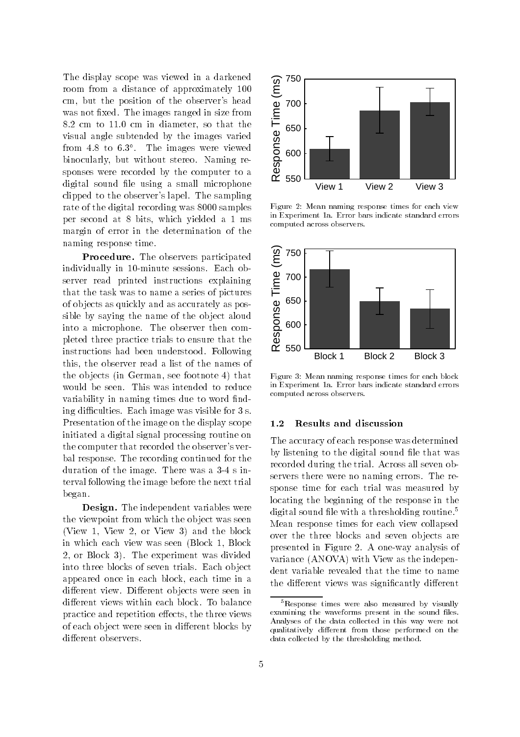The display scope was viewed in a darkened room from a distance of approximately 100 cm, but the position of the observer's head was not fixed. The images ranged in size from 8.2 cm to 11.0 cm in diameter, so that the visual angle subtended by the images varied from 4.8 to 6.3°. The images were viewed binocularly, but without stereo. Naming responses were recorded by the computer to a digital sound file using a small microphone clipped to the observer's lapel. The sampling rate of the digital recording was 8000 samples per second at 8 bits, which yielded a 1 ms margin of error in the determination of the naming response time.

**Procedure.** The observers participated individually in 10-minute sessions. Each observer read printed instructions explaining that the task was to name a series of pictures of objects as quickly and as accurately as possible by saying the name of the object aloud into a microphone. The observer then completed three practice trials to ensure that the instructions had been understood. Following this, the observer read a list of the names of the objects (in German, see footnote 4) that would be seen. This was intended to reduce variability in naming times due to word finding difficulties. Each image was visible for 3 s. Presentation of the image on the display scope initiated a digital signal processing routine on the computer that recorded the observer's verbal response. The recording continued for the duration of the image. There was a 3-4 s interval following the image before the next trial began.

**Design.** The independent variables were the viewpoint from which the object was seen (View 1, View 2, or View 3) and the block in which each view was seen (Block 1, Block 2, or Block 3). The experiment was divided into three blocks of seven trials. Each object appeared once in each block, each time in a different view. Different objects were seen in different views within each block. To balance practice and repetition effects, the three views of each object were seen in different blocks by different observers.

Figure 2: Mean naming response times for each view in Experiment 1a. Error bars indicate standard errors computed across observers.

Figure 3: Mean naming response times for each block in Experiment 1a. Error bars indicate standard errors computed across observers.

### 1.2 Results and discussion

The accuracy of each response was determined by listening to the digital sound file that was recorded during the trial. Across all seven observers there were no naming errors. The response time for each trial was measured by locating the beginning of the response in the digital sound file with a thresholding routine.[5] Mean response times for each view collapsed over the three blocks and seven objects are presented in Figure 2. A one-way analysis of variance (ANOVA) with View as the independent variable revealed that the time to name the different views was significantly different

[5] Response times were also measured by visually examining the waveforms present in the sound files. Analyses of the data collected in this way were not qualitatively different from those performed on the data collected by the thresholding method.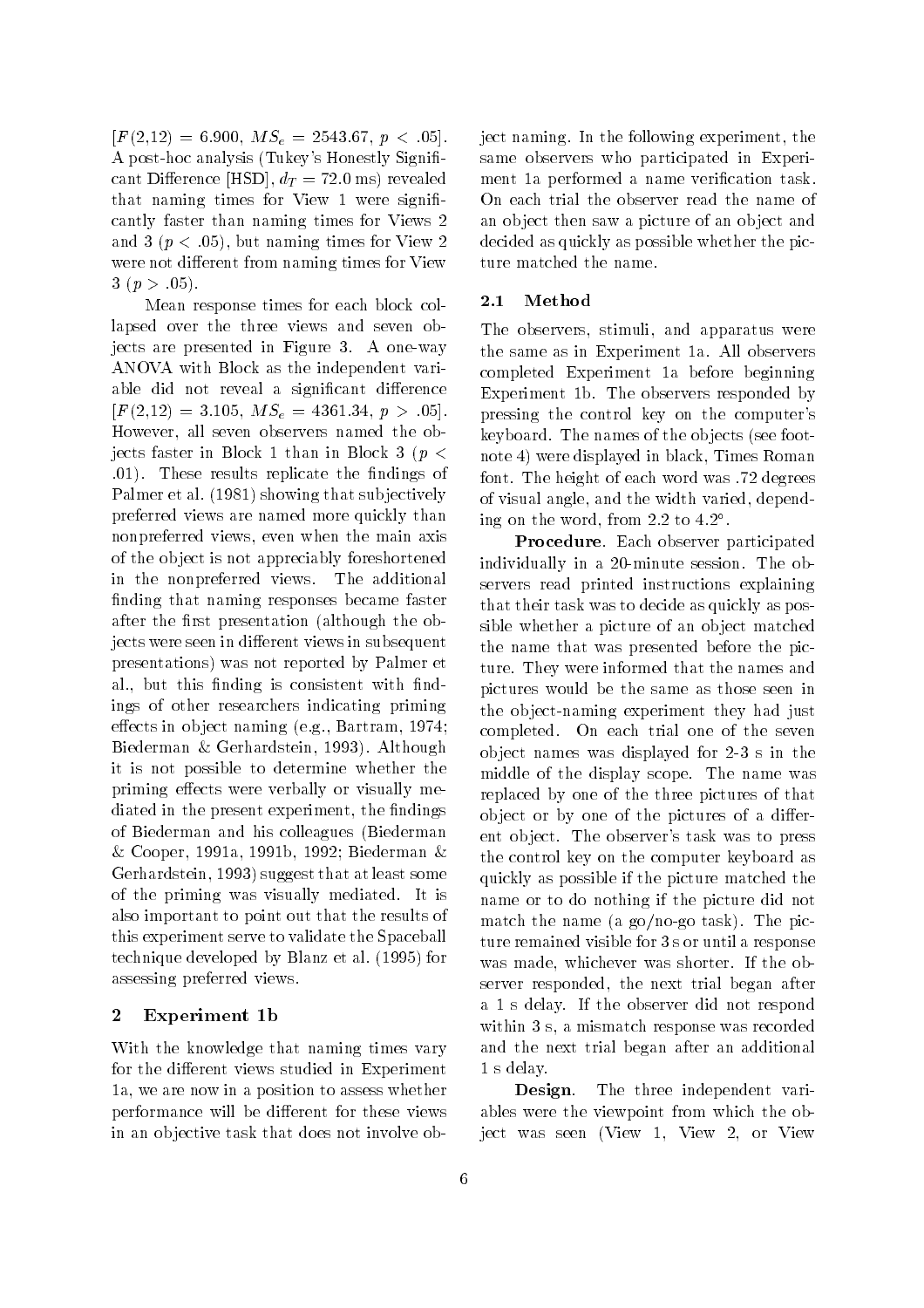[$F(2,12) = 6.900$, $MS_e = 2543.67$, $p < .05$]. A post-hoc analysis (Tukey's Honestly Significant Difference [HSD], $d_T = 72.0$ ms) revealed that naming times for View 1 were significantly faster than naming times for Views 2 and 3 ($p < .05$), but naming times for View 2 were not different from naming times for View 3 ($p > .05$).

Mean response times for each block collapsed over the three views and seven objects are presented in Figure 3. A one-way ANOVA with Block as the independent variable did not reveal a significant difference [$F(2,12) = 3.105$, $MS_e = 4361.34$, $p > .05$]. However, all seven observers named the objects faster in Block 1 than in Block 3 ($p < .01$). These results replicate the findings of Palmer et al. (1981) showing that subjectively preferred views are named more quickly than nonpreferred views, even when the main axis of the object is not appreciably foreshortened in the nonpreferred views. The additional finding that naming responses became faster after the first presentation (although the objects were seen in different views in subsequent presentations) was not reported by Palmer et al., but this finding is consistent with findings of other researchers indicating priming effects in object naming (e.g., Bartram, 1974; Biederman & Gerhardstein, 1993). Although it is not possible to determine whether the priming effects were verbally or visually mediated in the present experiment, the findings of Biederman and his colleagues (Biederman & Cooper, 1991a, 1991b, 1992; Biederman & Gerhardstein, 1993) suggest that at least some of the priming was visually mediated. It is also important to point out that the results of this experiment serve to validate the Spaceball technique developed by Blanz et al. (1995) for assessing preferred views.

## 2 Experiment 1b

With the knowledge that naming times vary for the different views studied in Experiment 1a, we are now in a position to assess whether performance will be different for these views in an objective task that does not involve object naming. In the following experiment, the same observers who participated in Experiment 1a performed a name verification task. On each trial the observer read the name of an object then saw a picture of an object and decided as quickly as possible whether the picture matched the name.

### 2.1 Method

The observers, stimuli, and apparatus were the same as in Experiment 1a. All observers completed Experiment 1a before beginning Experiment 1b. The observers responded by pressing the control key on the computer's keyboard. The names of the objects (see footnote 4) were displayed in black, Times Roman font. The height of each word was .72 degrees of visual angle, and the width varied, depending on the word, from 2.2 to 4.2°.

**Procedure**. Each observer participated individually in a 20-minute session. The observers read printed instructions explaining that their task was to decide as quickly as possible whether a picture of an object matched the name that was presented before the picture. They were informed that the names and pictures would be the same as those seen in the object-naming experiment they had just completed. On each trial one of the seven object names was displayed for 2-3 s in the middle of the display scope. The name was replaced by one of the three pictures of that object or by one of the pictures of a different object. The observer's task was to press the control key on the computer keyboard as quickly as possible if the picture matched the name or to do nothing if the picture did not match the name (a go/no-go task). The picture remained visible for 3 s or until a response was made, whichever was shorter. If the observer responded, the next trial began after a 1 s delay. If the observer did not respond within 3 s, a mismatch response was recorded and the next trial began after an additional 1 s delay.

**Design**. The three independent variables were the viewpoint from which the object was seen (View 1, View 2, or View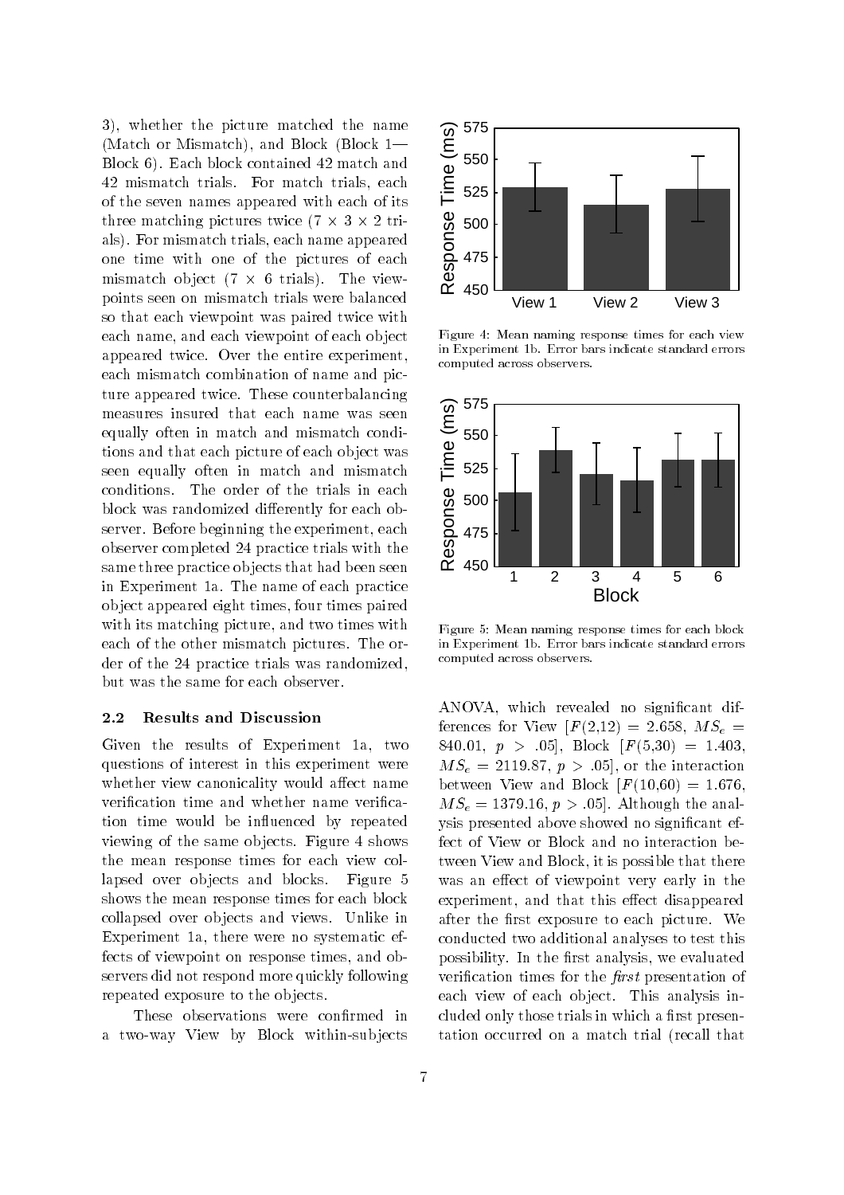3), whether the picture matched the name (Match or Mismatch), and Block (Block 1—Block 6). Each block contained 42 match and 42 mismatch trials. For match trials, each of the seven names appeared with each of its three matching pictures twice ($7 \times 3 \times 2$ trials). For mismatch trials, each name appeared one time with one of the pictures of each mismatch object ($7 \times 6$ trials). The viewpoints seen on mismatch trials were balanced so that each viewpoint was paired twice with each name, and each viewpoint of each object appeared twice. Over the entire experiment, each mismatch combination of name and picture appeared twice. These counterbalancing measures insured that each name was seen equally often in match and mismatch conditions and that each picture of each object was seen equally often in match and mismatch conditions. The order of the trials in each block was randomized differently for each observer. Before beginning the experiment, each observer completed 24 practice trials with the same three practice objects that had been seen in Experiment 1a. The name of each practice object appeared eight times, four times paired with its matching picture, and two times with each of the other mismatch pictures. The order of the 24 practice trials was randomized, but was the same for each observer.

### 2.2 Results and Discussion

Given the results of Experiment 1a, two questions of interest in this experiment were whether view canonicality would affect name verification time and whether name verification time would be influenced by repeated viewing of the same objects. Figure 4 shows the mean response times for each view collapsed over objects and blocks. Figure 5 shows the mean response times for each block collapsed over objects and views. Unlike in Experiment 1a, there were no systematic effects of viewpoint on response times, and observers did not respond more quickly following repeated exposure to the objects.

These observations were confirmed in a two-way View by Block within-subjects ANOVA, which revealed no significant differences for View [$F(2,12) = 2.658$, $MS_e = 840.01$, $p > .05$], Block [$F(5,30) = 1.403$, $MS_e = 2119.87$, $p > .05$], or the interaction between View and Block [$F(10,60) = 1.676$, $MS_e = 1379.16$, $p > .05$]. Although the analysis presented above showed no significant effect of View or Block and no interaction between View and Block, it is possible that there was an effect of viewpoint very early in the experiment, and that this effect disappeared after the first exposure to each picture. We conducted two additional analyses to test this possibility. In the first analysis, we evaluated verification times for the *first* presentation of each view of each object. This analysis included only those trials in which a first presentation occurred on a match trial (recall that

Figure 4: Mean naming response times for each view in Experiment 1b. Error bars indicate standard errors computed across observers.

Figure 5: Mean naming response times for each block in Experiment 1b. Error bars indicate standard errors computed across observers.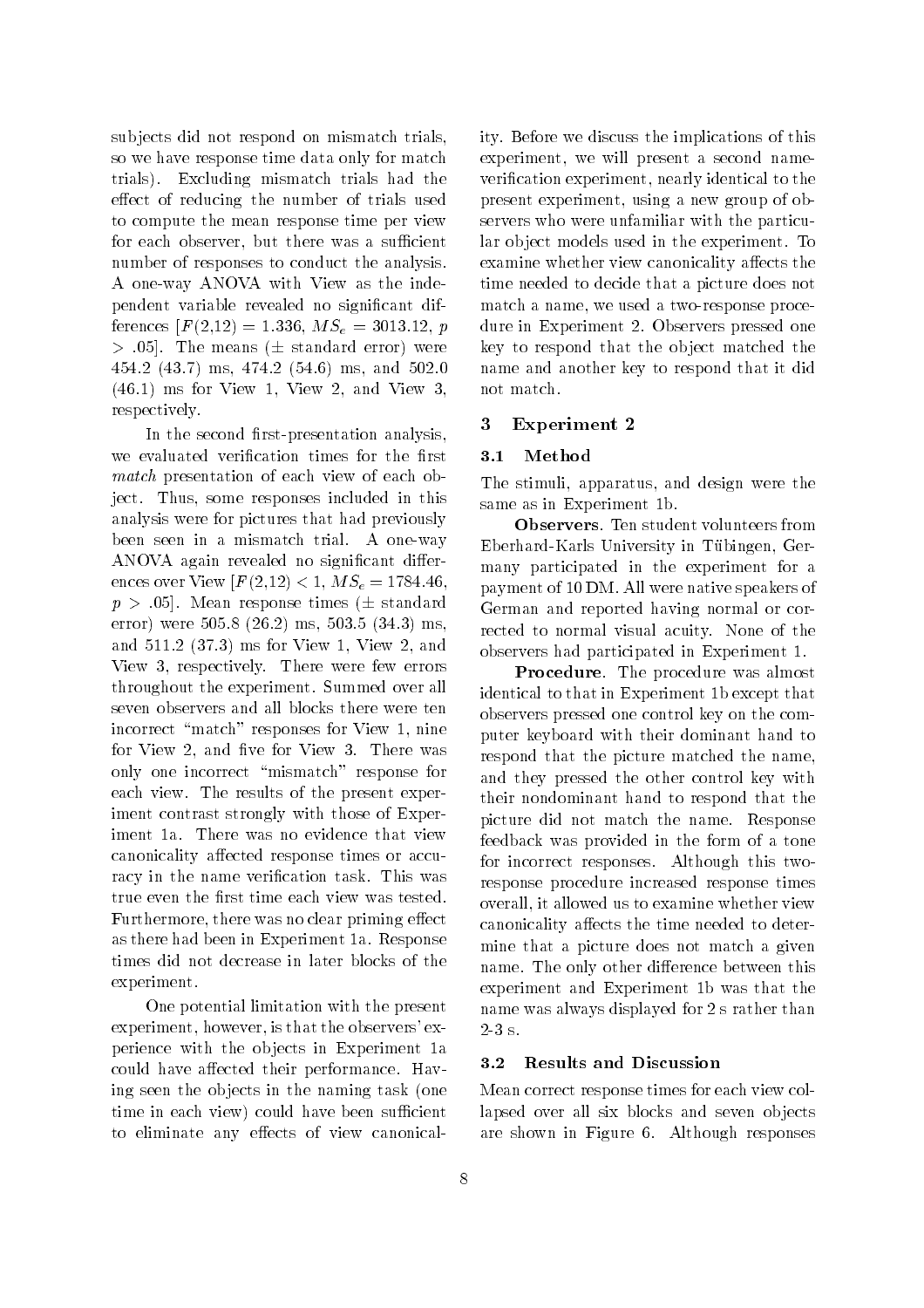subjects did not respond on mismatch trials, so we have response time data only for match trials). Excluding mismatch trials had the effect of reducing the number of trials used to compute the mean response time per view for each observer, but there was a sufficient number of responses to conduct the analysis. A one-way ANOVA with View as the independent variable revealed no significant differences [$F(2,12) = 1.336$, $MS_e = 3013.12$, $p > .05$]. The means ($\pm$ standard error) were 454.2 (43.7) ms, 474.2 (54.6) ms, and 502.0 (46.1) ms for View 1, View 2, and View 3, respectively.

In the second first-presentation analysis, we evaluated verification times for the first *match* presentation of each view of each object. Thus, some responses included in this analysis were for pictures that had previously been seen in a mismatch trial. A one-way ANOVA again revealed no significant differences over View [$F(2,12) < 1$, $MS_e = 1784.46$, $p > .05$]. Mean response times ($\pm$ standard error) were 505.8 (26.2) ms, 503.5 (34.3) ms, and 511.2 (37.3) ms for View 1, View 2, and View 3, respectively. There were few errors throughout the experiment. Summed over all seven observers and all blocks there were ten incorrect "match" responses for View 1, nine for View 2, and five for View 3. There was only one incorrect "mismatch" response for each view. The results of the present experiment contrast strongly with those of Experiment 1a. There was no evidence that view canonicality affected response times or accuracy in the name verification task. This was true even the first time each view was tested. Furthermore, there was no clear priming effect as there had been in Experiment 1a. Response times did not decrease in later blocks of the experiment.

One potential limitation with the present experiment, however, is that the observers' experience with the objects in Experiment 1a could have affected their performance. Having seen the objects in the naming task (one time in each view) could have been sufficient to eliminate any effects of view canonicality. Before we discuss the implications of this experiment, we will present a second name-verification experiment, nearly identical to the present experiment, using a new group of observers who were unfamiliar with the particular object models used in the experiment. To examine whether view canonicality affects the time needed to decide that a picture does not match a name, we used a two-response procedure in Experiment 2. Observers pressed one key to respond that the object matched the name and another key to respond that it did not match.

## 3 Experiment 2

### 3.1 Method

The stimuli, apparatus, and design were the same as in Experiment 1b.

**Observers**. Ten student volunteers from Eberhard-Karls University in Tübingen, Germany participated in the experiment for a payment of 10 DM. All were native speakers of German and reported having normal or corrected to normal visual acuity. None of the observers had participated in Experiment 1.

**Procedure**. The procedure was almost identical to that in Experiment 1b except that observers pressed one control key on the computer keyboard with their dominant hand to respond that the picture matched the name, and they pressed the other control key with their nondominant hand to respond that the picture did not match the name. Response feedback was provided in the form of a tone for incorrect responses. Although this two-response procedure increased response times overall, it allowed us to examine whether view canonicality affects the time needed to determine that a picture does not match a given name. The only other difference between this experiment and Experiment 1b was that the name was always displayed for 2 s rather than 2-3 s.

### 3.2 Results and Discussion

Mean correct response times for each view collapsed over all six blocks and seven objects are shown in Figure 6. Although responses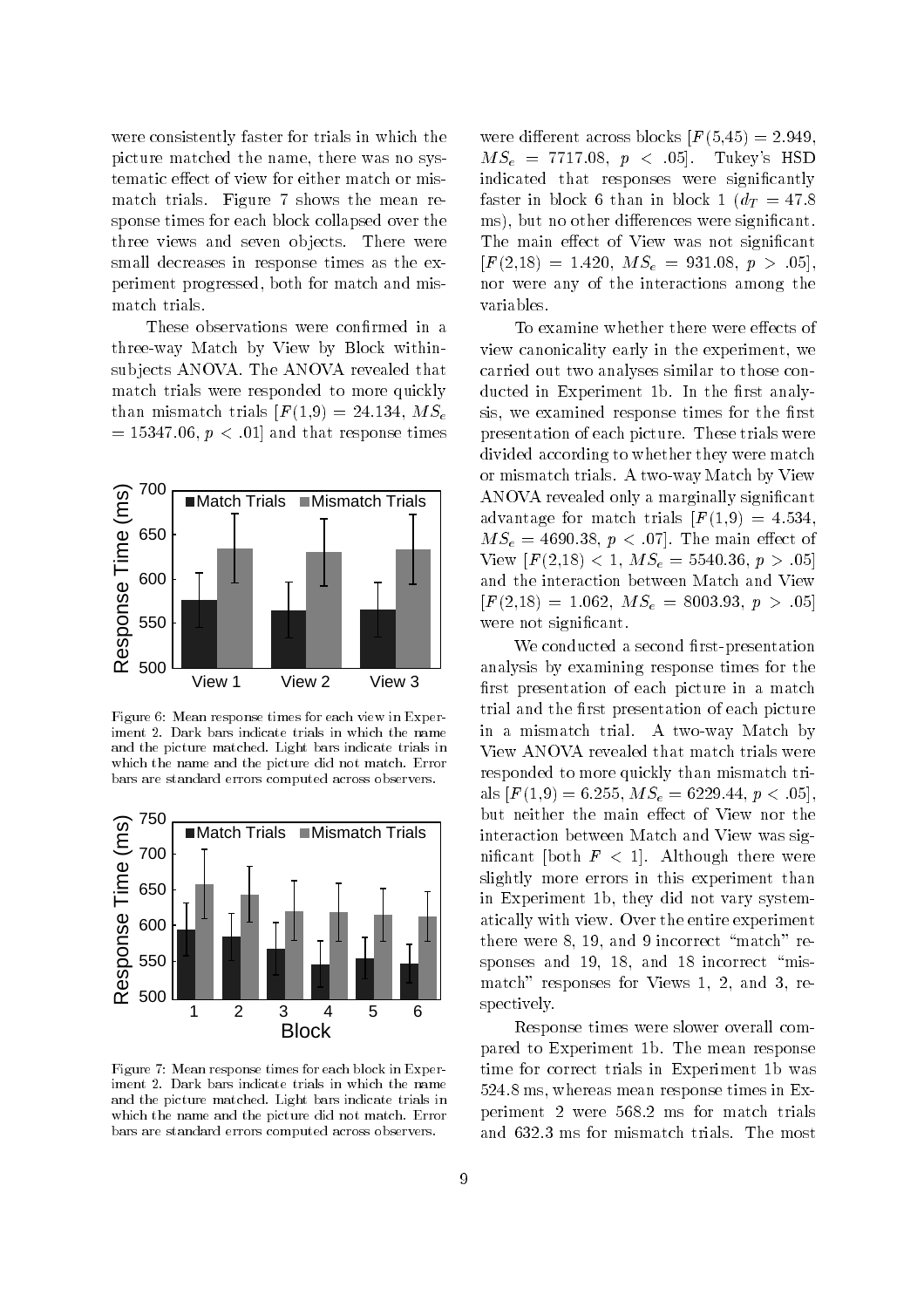were consistently faster for trials in which the picture matched the name, there was no systematic effect of view for either match or mismatch trials. Figure 7 shows the mean response times for each block collapsed over the three views and seven objects. There were small decreases in response times as the experiment progressed, both for match and mismatch trials.

These observations were confirmed in a three-way Match by View by Block within-subjects ANOVA. The ANOVA revealed that match trials were responded to more quickly than mismatch trials [$F(1,9) = 24.134$, $MS_e = 15347.06$, $p < .01$] and that response times were different across blocks [$F(5,45) = 2.949$, $MS_e = 7717.08$, $p < .05$]. Tukey's HSD indicated that responses were significantly faster in block 6 than in block 1 ($d_T = 47.8$ ms), but no other differences were significant. The main effect of View was not significant [$F(2,18) = 1.420$, $MS_e = 931.08$, $p > .05$], nor were any of the interactions among the variables.

Figure 6: Mean response times for each view in Experiment 2. Dark bars indicate trials in which the name and the picture matched. Light bars indicate trials in which the name and the picture did not match. Error bars are standard errors computed across observers.

Figure 7: Mean response times for each block in Experiment 2. Dark bars indicate trials in which the name and the picture matched. Light bars indicate trials in which the name and the picture did not match. Error bars are standard errors computed across observers.

To examine whether there were effects of view canonicality early in the experiment, we carried out two analyses similar to those conducted in Experiment 1b. In the first analysis, we examined response times for the first presentation of each picture. These trials were divided according to whether they were match or mismatch trials. A two-way Match by View ANOVA revealed only a marginally significant advantage for match trials [$F(1,9) = 4.534$, $MS_e = 4690.38$, $p < .07$]. The main effect of View [$F(2,18) < 1$, $MS_e = 5540.36$, $p > .05$] and the interaction between Match and View [$F(2,18) = 1.062$, $MS_e = 8003.93$, $p > .05$] were not significant.

We conducted a second first-presentation analysis by examining response times for the first presentation of each picture in a match trial and the first presentation of each picture in a mismatch trial. A two-way Match by View ANOVA revealed that match trials were responded to more quickly than mismatch trials [$F(1,9) = 6.255$, $MS_e = 6229.44$, $p < .05$], but neither the main effect of View nor the interaction between Match and View was significant [both $F < 1$]. Although there were slightly more errors in this experiment than in Experiment 1b, they did not vary systematically with view. Over the entire experiment there were 8, 19, and 9 incorrect "match" responses and 19, 18, and 18 incorrect "mismatch" responses for Views 1, 2, and 3, respectively.

Response times were slower overall compared to Experiment 1b. The mean response time for correct trials in Experiment 1b was 524.8 ms, whereas mean response times in Experiment 2 were 568.2 ms for match trials and 632.3 ms for mismatch trials. The most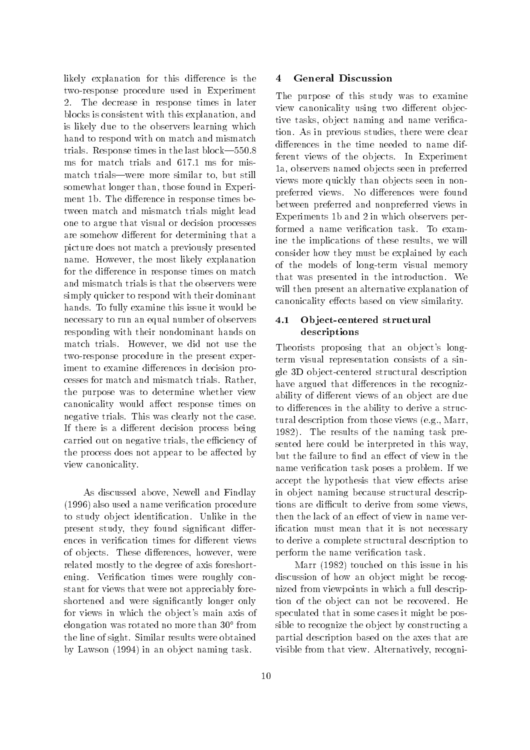likely explanation for this difference is the two-response procedure used in Experiment 2. The decrease in response times in later blocks is consistent with this explanation, and is likely due to the observers learning which hand to respond with on match and mismatch trials. Response times in the last block—550.8 ms for match trials and 617.1 ms for mismatch trials—were more similar to, but still somewhat longer than, those found in Experiment 1b. The difference in response times between match and mismatch trials might lead one to argue that visual or decision processes are somehow different for determining that a picture does not match a previously presented name. However, the most likely explanation for the difference in response times on match and mismatch trials is that the observers were simply quicker to respond with their dominant hands. To fully examine this issue it would be necessary to run an equal number of observers responding with their nondominant hands on match trials. However, we did not use the two-response procedure in the present experiment to examine differences in decision processes for match and mismatch trials. Rather, the purpose was to determine whether view canonicality would affect response times on negative trials. This was clearly not the case. If there is a different decision process being carried out on negative trials, the efficiency of the process does not appear to be affected by view canonicality.

As discussed above, Newell and Findlay (1996) also used a name verification procedure to study object identification. Unlike in the present study, they found significant differences in verification times for different views of objects. These differences, however, were related mostly to the degree of axis foreshortening. Verification times were roughly constant for views that were not appreciably foreshortened and were significantly longer only for views in which the object's main axis of elongation was rotated no more than 30° from the line of sight. Similar results were obtained by Lawson (1994) in an object naming task.

## 4 General Discussion

The purpose of this study was to examine view canonicality using two different objective tasks, object naming and name verification. As in previous studies, there were clear differences in the time needed to name different views of the objects. In Experiment 1a, observers named objects seen in preferred views more quickly than objects seen in nonpreferred views. No differences were found between preferred and nonpreferred views in Experiments 1b and 2 in which observers performed a name verification task. To examine the implications of these results, we will consider how they must be explained by each of the models of long-term visual memory that was presented in the introduction. We will then present an alternative explanation of canonicality effects based on view similarity.

### 4.1 Object-centered structural descriptions

Theorists proposing that an object's long-term visual representation consists of a single 3D object-centered structural description have argued that differences in the recognizability of different views of an object are due to differences in the ability to derive a structural description from those views (e.g., Marr, 1982). The results of the naming task presented here could be interpreted in this way, but the failure to find an effect of view in the name verification task poses a problem. If we accept the hypothesis that view effects arise in object naming because structural descriptions are difficult to derive from some views, then the lack of an effect of view in name verification must mean that it is not necessary to derive a complete structural description to perform the name verification task.

Marr (1982) touched on this issue in his discussion of how an object might be recognized from viewpoints in which a full description of the object can not be recovered. He speculated that in some cases it might be possible to recognize the object by constructing a partial description based on the axes that are visible from that view. Alternatively, recogni-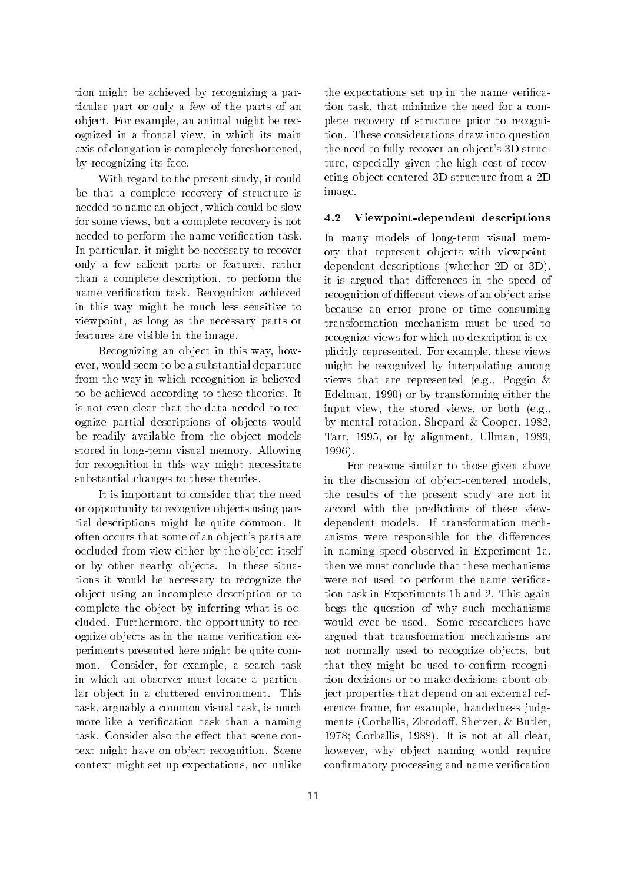tion might be achieved by recognizing a particular part or only a few of the parts of an object. For example, an animal might be recognized in a frontal view, in which its main axis of elongation is completely foreshortened, by recognizing its face.

With regard to the present study, it could be that a complete recovery of structure is needed to name an object, which could be slow for some views, but a complete recovery is not needed to perform the name verification task. In particular, it might be necessary to recover only a few salient parts or features, rather than a complete description, to perform the name verification task. Recognition achieved in this way might be much less sensitive to viewpoint, as long as the necessary parts or features are visible in the image.

Recognizing an object in this way, however, would seem to be a substantial departure from the way in which recognition is believed to be achieved according to these theories. It is not even clear that the data needed to recognize partial descriptions of objects would be readily available from the object models stored in long-term visual memory. Allowing for recognition in this way might necessitate substantial changes to these theories.

It is important to consider that the need or opportunity to recognize objects using partial descriptions might be quite common. It often occurs that some of an object's parts are occluded from view either by the object itself or by other nearby objects. In these situations it would be necessary to recognize the object using an incomplete description or to complete the object by inferring what is occluded. Furthermore, the opportunity to recognize objects as in the name verification experiments presented here might be quite common. Consider, for example, a search task in which an observer must locate a particular object in a cluttered environment. This task, arguably a common visual task, is much more like a verification task than a naming task. Consider also the effect that scene context might have on object recognition. Scene context might set up expectations, not unlike the expectations set up in the name verification task, that minimize the need for a complete recovery of structure prior to recognition. These considerations draw into question the need to fully recover an object's 3D structure, especially given the high cost of recovering object-centered 3D structure from a 2D image.

### 4.2 Viewpoint-dependent descriptions

In many models of long-term visual memory that represent objects with viewpoint-dependent descriptions (whether 2D or 3D), it is argued that differences in the speed of recognition of different views of an object arise because an error prone or time consuming transformation mechanism must be used to recognize views for which no description is explicitly represented. For example, these views might be recognized by interpolating among views that are represented (e.g., Poggio & Edelman, 1990) or by transforming either the input view, the stored views, or both (e.g., by mental rotation, Shepard & Cooper, 1982, Tarr, 1995, or by alignment, Ullman, 1989, 1996).

For reasons similar to those given above in the discussion of object-centered models, the results of the present study are not in accord with the predictions of these view-dependent models. If transformation mechanisms were responsible for the differences in naming speed observed in Experiment 1a, then we must conclude that these mechanisms were not used to perform the name verification task in Experiments 1b and 2. This again begs the question of why such mechanisms would ever be used. Some researchers have argued that transformation mechanisms are not normally used to recognize objects, but that they might be used to confirm recognition decisions or to make decisions about object properties that depend on an external reference frame, for example, handedness judgments (Corballis, Zbrodoff, Shetzer, & Butler, 1978; Corballis, 1988). It is not at all clear, however, why object naming would require confirmatory processing and name verification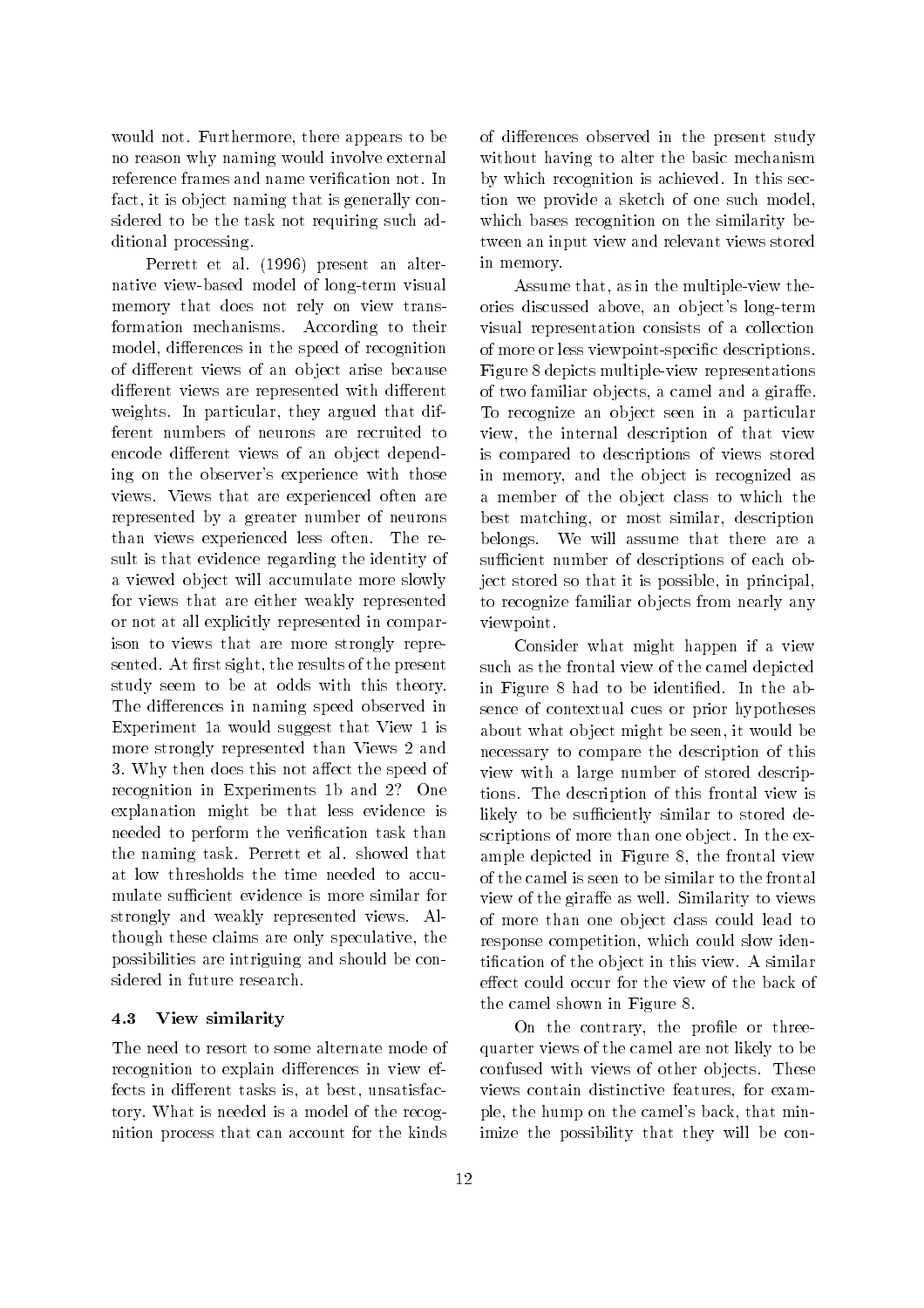would not. Furthermore, there appears to be no reason why naming would involve external reference frames and name verification not. In fact, it is object naming that is generally considered to be the task not requiring such additional processing.

Perrett et al. (1996) present an alternative view-based model of long-term visual memory that does not rely on view transformation mechanisms. According to their model, differences in the speed of recognition of different views of an object arise because different views are represented with different weights. In particular, they argued that different numbers of neurons are recruited to encode different views of an object depending on the observer's experience with those views. Views that are experienced often are represented by a greater number of neurons than views experienced less often. The result is that evidence regarding the identity of a viewed object will accumulate more slowly for views that are either weakly represented or not at all explicitly represented in comparison to views that are more strongly represented. At first sight, the results of the present study seem to be at odds with this theory. The differences in naming speed observed in Experiment 1a would suggest that View 1 is more strongly represented than Views 2 and 3. Why then does this not affect the speed of recognition in Experiments 1b and 2? One explanation might be that less evidence is needed to perform the verification task than the naming task. Perrett et al. showed that at low thresholds the time needed to accumulate sufficient evidence is more similar for strongly and weakly represented views. Although these claims are only speculative, the possibilities are intriguing and should be considered in future research.

### 4.3 View similarity

The need to resort to some alternate mode of recognition to explain differences in view effects in different tasks is, at best, unsatisfactory. What is needed is a model of the recognition process that can account for the kinds of differences observed in the present study without having to alter the basic mechanism by which recognition is achieved. In this section we provide a sketch of one such model, which bases recognition on the similarity between an input view and relevant views stored in memory.

Assume that, as in the multiple-view theories discussed above, an object's long-term visual representation consists of a collection of more or less viewpoint-specific descriptions. Figure 8 depicts multiple-view representations of two familiar objects, a camel and a giraffe. To recognize an object seen in a particular view, the internal description of that view is compared to descriptions of views stored in memory, and the object is recognized as a member of the object class to which the best matching, or most similar, description belongs. We will assume that there are a sufficient number of descriptions of each object stored so that it is possible, in principal, to recognize familiar objects from nearly any viewpoint.

Consider what might happen if a view such as the frontal view of the camel depicted in Figure 8 had to be identified. In the absence of contextual cues or prior hypotheses about what object might be seen, it would be necessary to compare the description of this view with a large number of stored descriptions. The description of this frontal view is likely to be sufficiently similar to stored descriptions of more than one object. In the example depicted in Figure 8, the frontal view of the camel is seen to be similar to the frontal view of the giraffe as well. Similarity to views of more than one object class could lead to response competition, which could slow identification of the object in this view. A similar effect could occur for the view of the back of the camel shown in Figure 8.

On the contrary, the profile or three-quarter views of the camel are not likely to be confused with views of other objects. These views contain distinctive features, for example, the hump on the camel's back, that minimize the possibility that they will be con-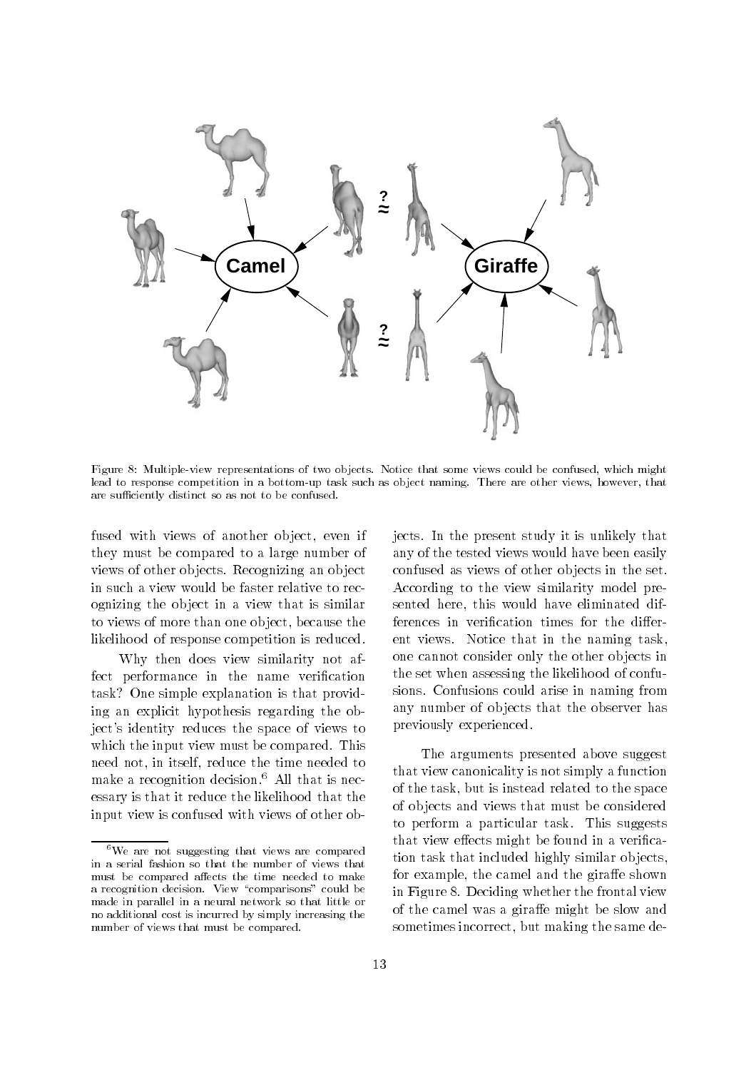Figure 8: Multiple-view representations of two objects. Notice that some views could be confused, which might lead to response competition in a bottom-up task such as object naming. There are other views, however, that are sufficiently distinct so as not to be confused.

fused with views of another object, even if they must be compared to a large number of views of other objects. Recognizing an object in such a view would be faster relative to recognizing the object in a view that is similar to views of more than one object, because the likelihood of response competition is reduced.

Why then does view similarity not affect performance in the name verification task? One simple explanation is that providing an explicit hypothesis regarding the object's identity reduces the space of views to which the input view must be compared. This need not, in itself, reduce the time needed to make a recognition decision.[6] All that is necessary is that it reduce the likelihood that the input view is confused with views of other objects. In the present study it is unlikely that any of the tested views would have been easily confused as views of other objects in the set. According to the view similarity model presented here, this would have eliminated differences in verification times for the different views. Notice that in the naming task, one cannot consider only the other objects in the set when assessing the likelihood of confusions. Confusions could arise in naming from any number of objects that the observer has previously experienced.

The arguments presented above suggest that view canonicality is not simply a function of the task, but is instead related to the space of objects and views that must be considered to perform a particular task. This suggests that view effects might be found in a verification task that included highly similar objects, for example, the camel and the giraffe shown in Figure 8. Deciding whether the frontal view of the camel was a giraffe might be slow and sometimes incorrect, but making the same de-

[6] We are not suggesting that views are compared in a serial fashion so that the number of views that must be compared affects the time needed to make a recognition decision. View "comparisons" could be made in parallel in a neural network so that little or no additional cost is incurred by simply increasing the number of views that must be compared.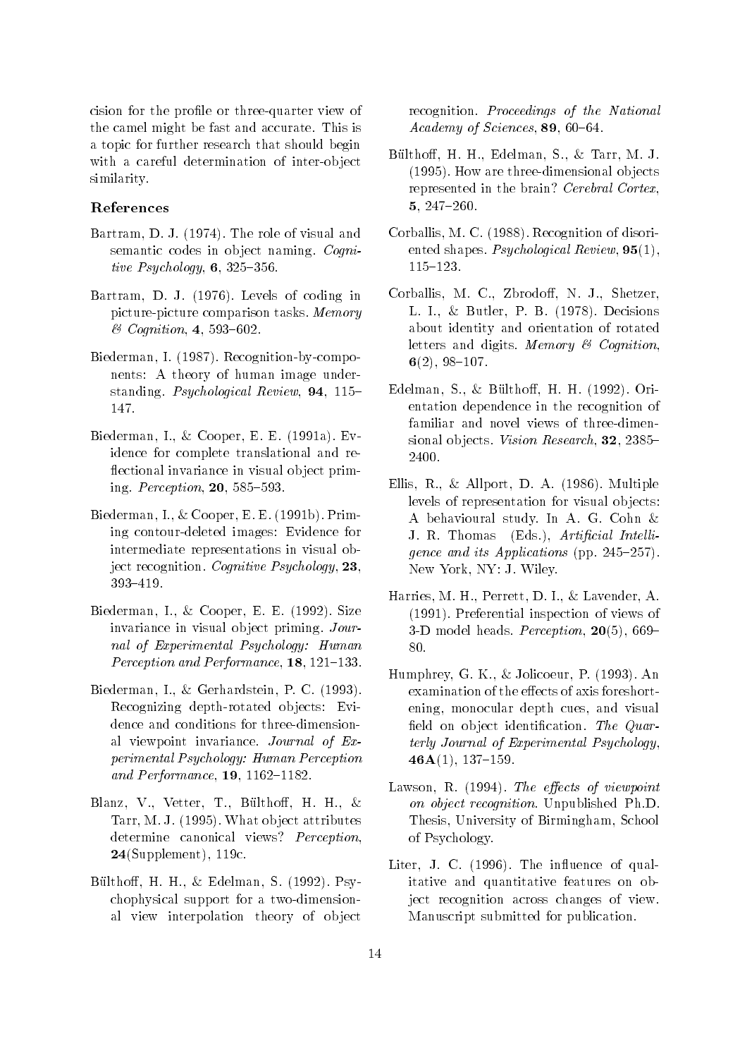cision for the profile or three-quarter view of the camel might be fast and accurate. This is a topic for further research that should begin with a careful determination of inter-object similarity.

## References

Bartram, D. J. (1974). The role of visual and semantic codes in object naming. *Cognitive Psychology*, **6**, 325–356.

Bartram, D. J. (1976). Levels of coding in picture-picture comparison tasks. *Memory & Cognition*, **4**, 593–602.

Biederman, I. (1987). Recognition-by-components: A theory of human image understanding. *Psychological Review*, **94**, 115–147.

Biederman, I., & Cooper, E. E. (1991a). Evidence for complete translational and reflectional invariance in visual object priming. *Perception*, **20**, 585–593.

Biederman, I., & Cooper, E. E. (1991b). Priming contour-deleted images: Evidence for intermediate representations in visual object recognition. *Cognitive Psychology*, **23**, 393–419.

Biederman, I., & Cooper, E. E. (1992). Size invariance in visual object priming. *Journal of Experimental Psychology: Human Perception and Performance*, **18**, 121–133.

Biederman, I., & Gerhardstein, P. C. (1993). Recognizing depth-rotated objects: Evidence and conditions for three-dimensional viewpoint invariance. *Journal of Experimental Psychology: Human Perception and Performance*, **19**, 1162–1182.

Blanz, V., Vetter, T., Bülthoff, H. H., & Tarr, M. J. (1995). What object attributes determine canonical views? *Perception*, **24**(Supplement), 119c.

Bülthoff, H. H., & Edelman, S. (1992). Psychophysical support for a two-dimensional view interpolation theory of object recognition. *Proceedings of the National Academy of Sciences*, **89**, 60–64.

Bülthoff, H. H., Edelman, S., & Tarr, M. J. (1995). How are three-dimensional objects represented in the brain? *Cerebral Cortex*, **5**, 247–260.

Corballis, M. C. (1988). Recognition of disoriented shapes. *Psychological Review*, **95**(1), 115–123.

Corballis, M. C., Zbrodoff, N. J., Shetzer, L. I., & Butler, P. B. (1978). Decisions about identity and orientation of rotated letters and digits. *Memory & Cognition*, **6**(2), 98–107.

Edelman, S., & Bülthoff, H. H. (1992). Orientation dependence in the recognition of familiar and novel views of three-dimensional objects. *Vision Research*, **32**, 2385–2400.

Ellis, R., & Allport, D. A. (1986). Multiple levels of representation for visual objects: A behavioural study. In A. G. Cohn & J. R. Thomas (Eds.), *Artificial Intelligence and its Applications* (pp. 245–257). New York, NY: J. Wiley.

Harries, M. H., Perrett, D. I., & Lavender, A. (1991). Preferential inspection of views of 3-D model heads. *Perception*, **20**(5), 669–80.

Humphrey, G. K., & Jolicoeur, P. (1993). An examination of the effects of axis foreshortening, monocular depth cues, and visual field on object identification. *The Quarterly Journal of Experimental Psychology*, **46A**(1), 137–159.

Lawson, R. (1994). *The effects of viewpoint on object recognition*. Unpublished Ph.D. Thesis, University of Birmingham, School of Psychology.

Liter, J. C. (1996). The influence of qualitative and quantitative features on object recognition across changes of view. Manuscript submitted for publication.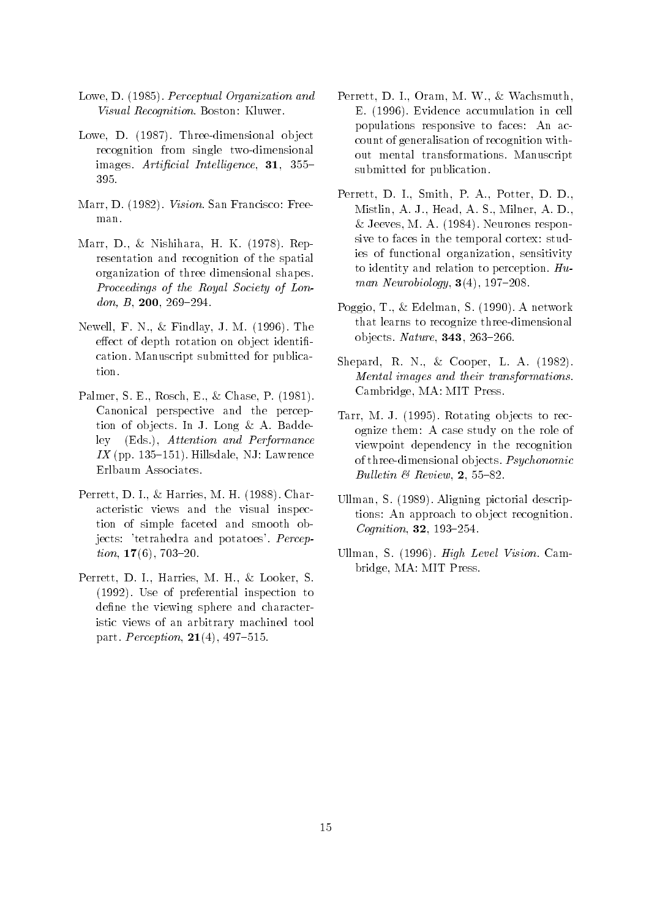Lowe, D. (1985). *Perceptual Organization and Visual Recognition*. Boston: Kluwer.

Lowe, D. (1987). Three-dimensional object recognition from single two-dimensional images. *Artificial Intelligence*, **31**, 355–395.

Marr, D. (1982). *Vision*. San Francisco: Freeman.

Marr, D., & Nishihara, H. K. (1978). Representation and recognition of the spatial organization of three dimensional shapes. *Proceedings of the Royal Society of London, B*, **200**, 269–294.

Newell, F. N., & Findlay, J. M. (1996). The effect of depth rotation on object identification. Manuscript submitted for publication.

Palmer, S. E., Rosch, E., & Chase, P. (1981). Canonical perspective and the perception of objects. In J. Long & A. Baddeley (Eds.), *Attention and Performance IX* (pp. 135–151). Hillsdale, NJ: Lawrence Erlbaum Associates.

Perrett, D. I., & Harries, M. H. (1988). Characteristic views and the visual inspection of simple faceted and smooth objects: 'tetrahedra and potatoes'. *Perception*, **17**(6), 703–20.

Perrett, D. I., Harries, M. H., & Looker, S. (1992). Use of preferential inspection to define the viewing sphere and characteristic views of an arbitrary machined tool part. *Perception*, **21**(4), 497–515.

Perrett, D. I., Oram, M. W., & Wachsmuth, E. (1996). Evidence accumulation in cell populations responsive to faces: An account of generalisation of recognition without mental transformations. Manuscript submitted for publication.

Perrett, D. I., Smith, P. A., Potter, D. D., Mistlin, A. J., Head, A. S., Milner, A. D., & Jeeves, M. A. (1984). Neurones responsive to faces in the temporal cortex: studies of functional organization, sensitivity to identity and relation to perception. *Human Neurobiology*, **3**(4), 197–208.

Poggio, T., & Edelman, S. (1990). A network that learns to recognize three-dimensional objects. *Nature*, **343**, 263–266.

Shepard, R. N., & Cooper, L. A. (1982). *Mental images and their transformations*. Cambridge, MA: MIT Press.

Tarr, M. J. (1995). Rotating objects to recognize them: A case study on the role of viewpoint dependency in the recognition of three-dimensional objects. *Psychonomic Bulletin & Review*, **2**, 55–82.

Ullman, S. (1989). Aligning pictorial descriptions: An approach to object recognition. *Cognition*, **32**, 193–254.

Ullman, S. (1996). *High Level Vision*. Cambridge, MA: MIT Press.